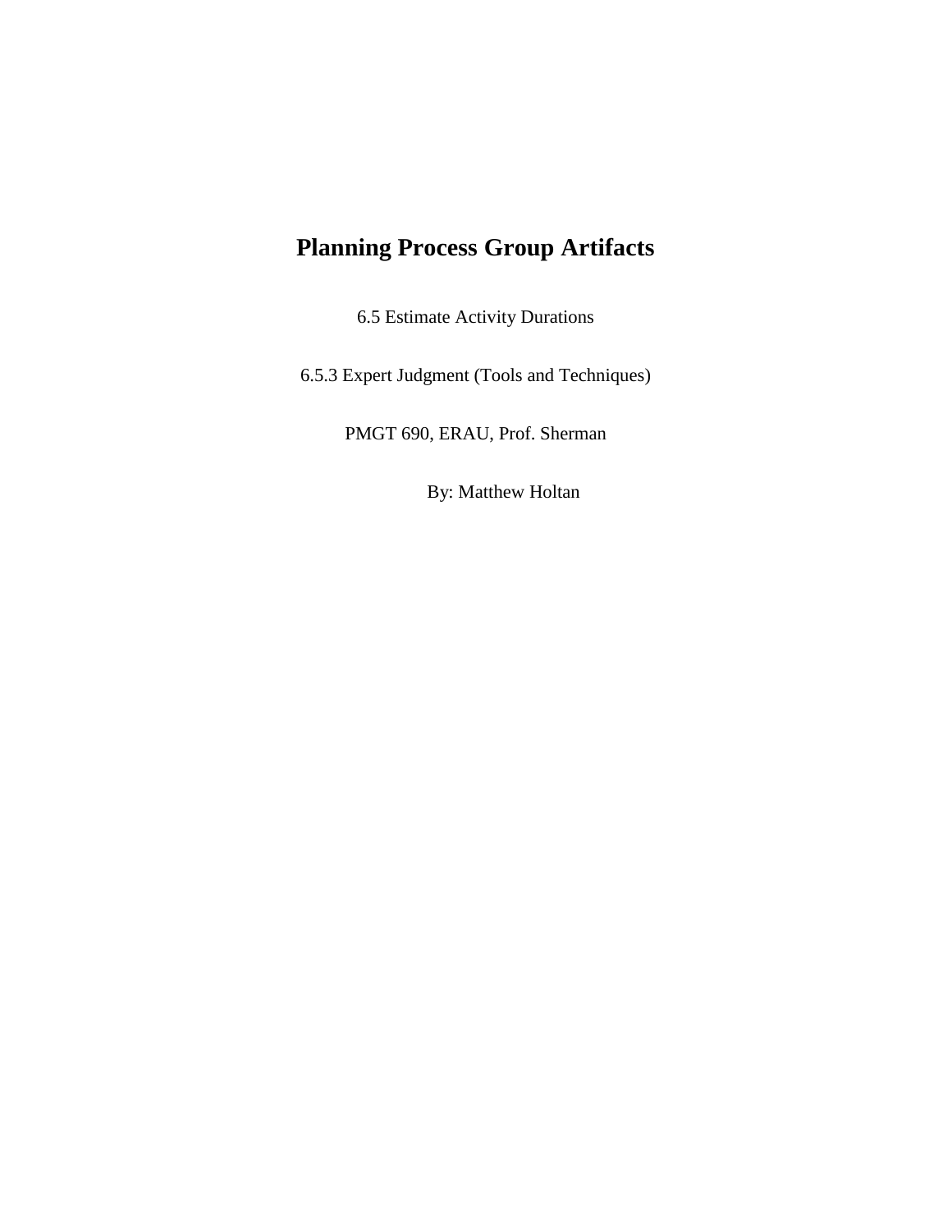# Planning Process Group Artifacts

6.5 Estimate Activity Durations

6.5.3 Expert Judgment (Tools and Techniques)

PMGT 690, ERAU, Prof. Sherman

By: Matthew Holtan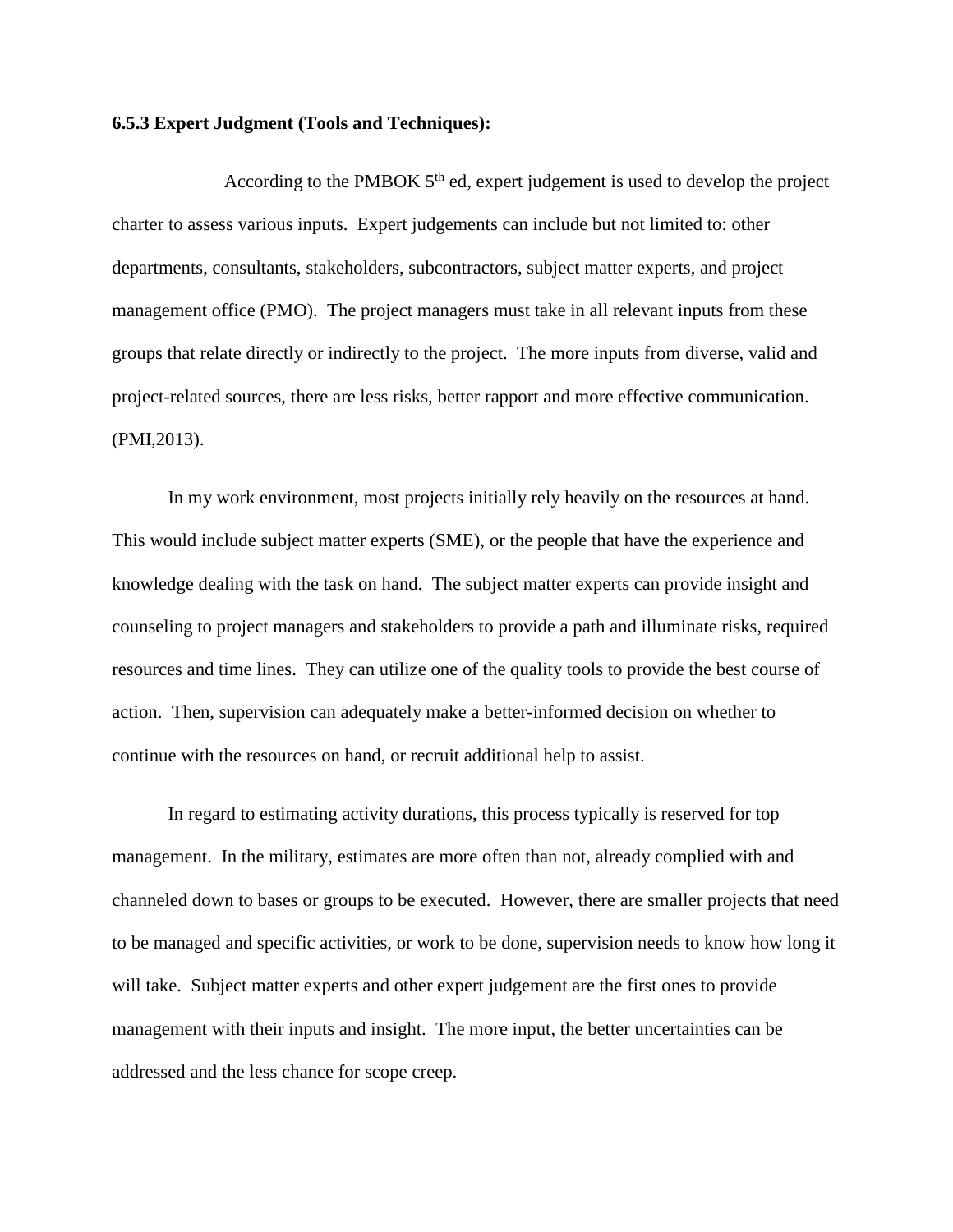**6.5.3 Expert Judgment (Tools and Techniques):**

According to the PMBOK 5th ed, expert judgement is used to develop the project charter to assess various inputs. Expert judgements can include but not limited to: other departments, consultants, stakeholders, subcontractors, subject matter experts, and project management office (PMO). The project managers must take in all relevant inputs from these groups that relate directly or indirectly to the project. The more inputs from diverse, valid and project-related sources, there are less risks, better rapport and more effective communication. (PMI,2013).

In my work environment, most projects initially rely heavily on the resources at hand. This would include subject matter experts (SME), or the people that have the experience and knowledge dealing with the task on hand. The subject matter experts can provide insight and counseling to project managers and stakeholders to provide a path and illuminate risks, required resources and time lines. They can utilize one of the quality tools to provide the best course of action. Then, supervision can adequately make a better-informed decision on whether to continue with the resources on hand, or recruit additional help to assist.

In regard to estimating activity durations, this process typically is reserved for top management. In the military, estimates are more often than not, already complied with and channeled down to bases or groups to be executed. However, there are smaller projects that need to be managed and specific activities, or work to be done, supervision needs to know how long it will take. Subject matter experts and other expert judgement are the first ones to provide management with their inputs and insight. The more input, the better uncertainties can be addressed and the less chance for scope creep.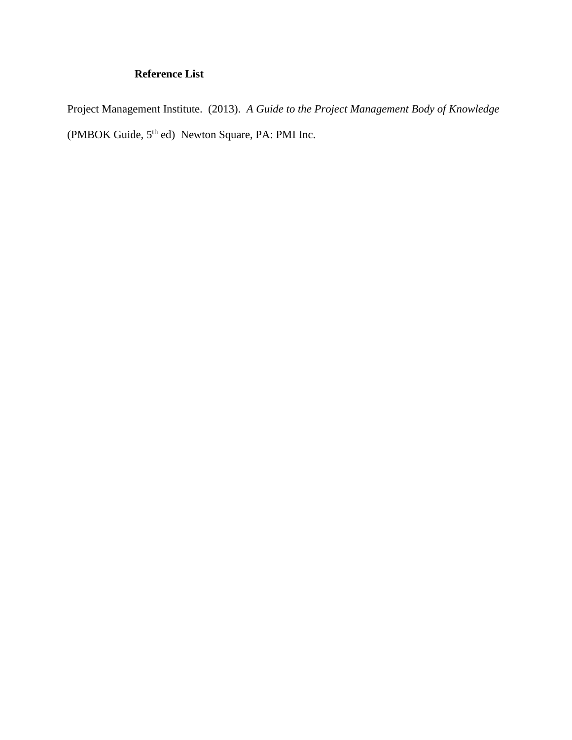**Reference List**

Project Management Institute. (2013). *A Guide to the Project Management Body of Knowledge* (PMBOK Guide, 5th ed) Newton Square, PA: PMI Inc.